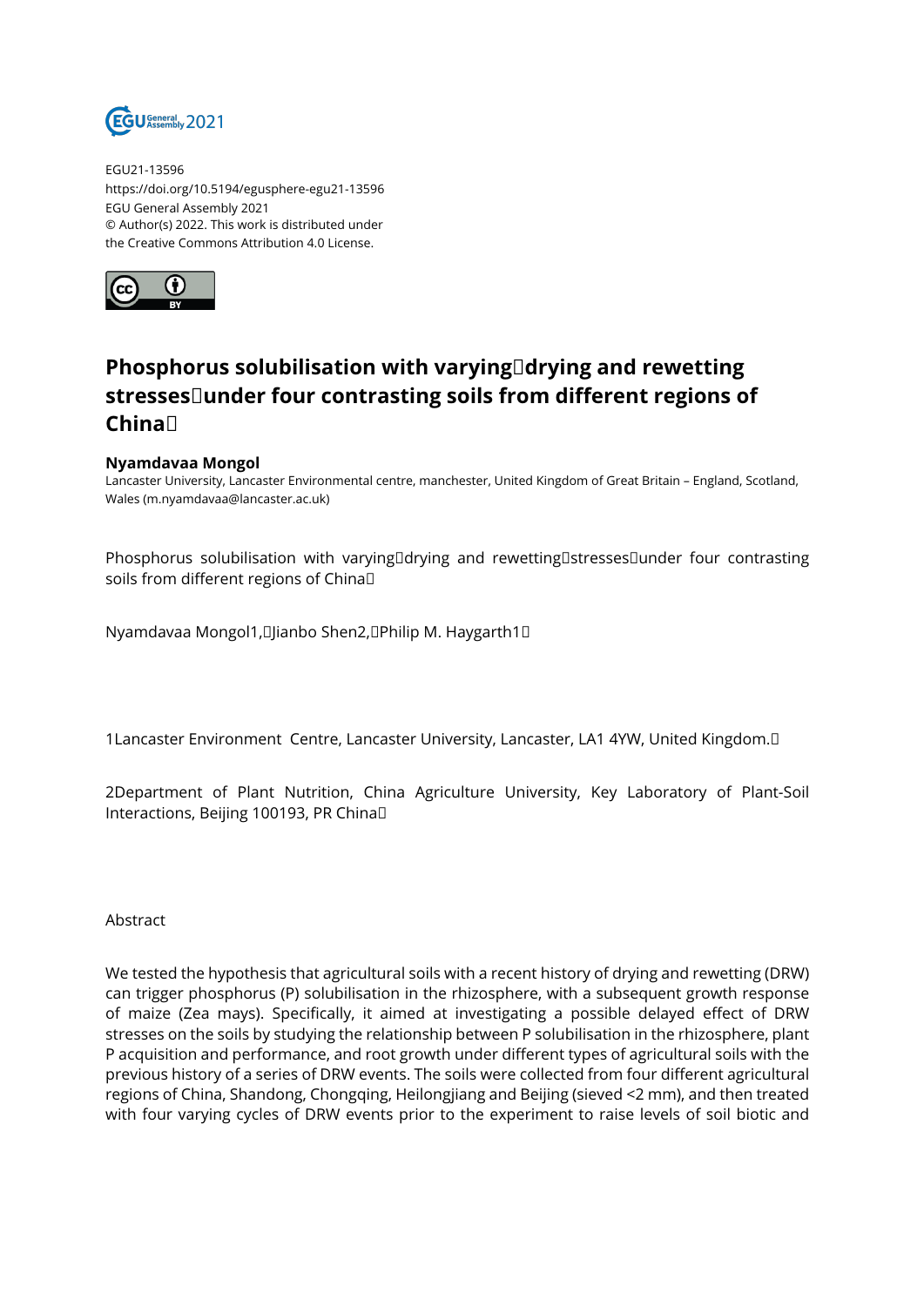EGU21-13596
https://doi.org/10.5194/egusphere-egu21-13596
EGU General Assembly 2021
© Author(s) 2022. This work is distributed under
the Creative Commons Attribution 4.0 License.

# Phosphorus solubilisation with varying drying and rewetting stresses under four contrasting soils from different regions of China

**Nyamdavaa Mongol**
Lancaster University, Lancaster Environmental centre, manchester, United Kingdom of Great Britain – England, Scotland, Wales (m.nyamdavaa@lancaster.ac.uk)

Phosphorus solubilisation with varying drying and rewetting stresses under four contrasting soils from different regions of China

Nyamdavaa Mongol1, Jianbo Shen2, Philip M. Haygarth1

1Lancaster Environment Centre, Lancaster University, Lancaster, LA1 4YW, United Kingdom.

2Department of Plant Nutrition, China Agriculture University, Key Laboratory of Plant-Soil Interactions, Beijing 100193, PR China

Abstract

We tested the hypothesis that agricultural soils with a recent history of drying and rewetting (DRW) can trigger phosphorus (P) solubilisation in the rhizosphere, with a subsequent growth response of maize (Zea mays). Specifically, it aimed at investigating a possible delayed effect of DRW stresses on the soils by studying the relationship between P solubilisation in the rhizosphere, plant P acquisition and performance, and root growth under different types of agricultural soils with the previous history of a series of DRW events. The soils were collected from four different agricultural regions of China, Shandong, Chongqing, Heilongjiang and Beijing (sieved <2 mm), and then treated with four varying cycles of DRW events prior to the experiment to raise levels of soil biotic and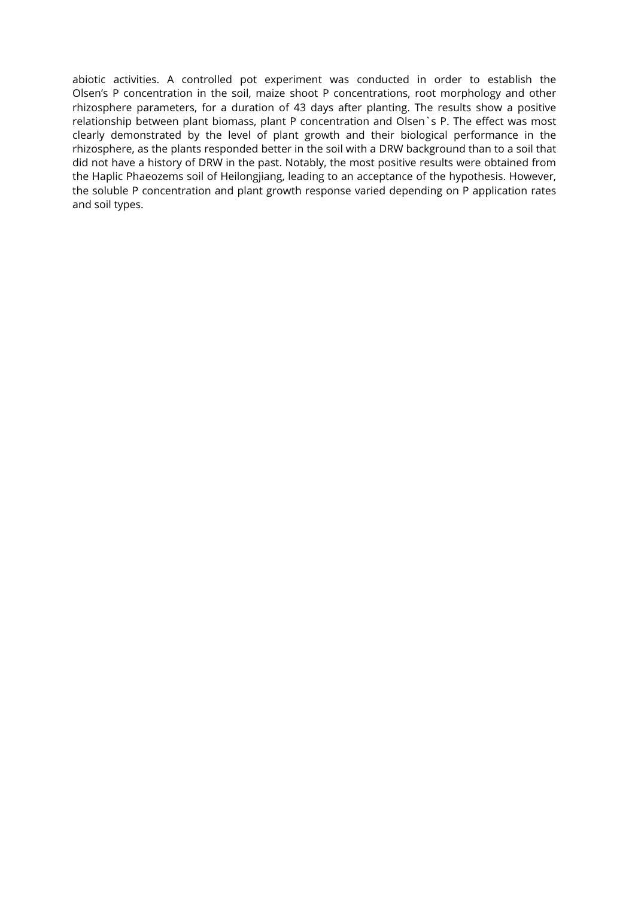abiotic activities. A controlled pot experiment was conducted in order to establish the Olsen's P concentration in the soil, maize shoot P concentrations, root morphology and other rhizosphere parameters, for a duration of 43 days after planting. The results show a positive relationship between plant biomass, plant P concentration and Olsen`s P. The effect was most clearly demonstrated by the level of plant growth and their biological performance in the rhizosphere, as the plants responded better in the soil with a DRW background than to a soil that did not have a history of DRW in the past. Notably, the most positive results were obtained from the Haplic Phaeozems soil of Heilongjiang, leading to an acceptance of the hypothesis. However, the soluble P concentration and plant growth response varied depending on P application rates and soil types.